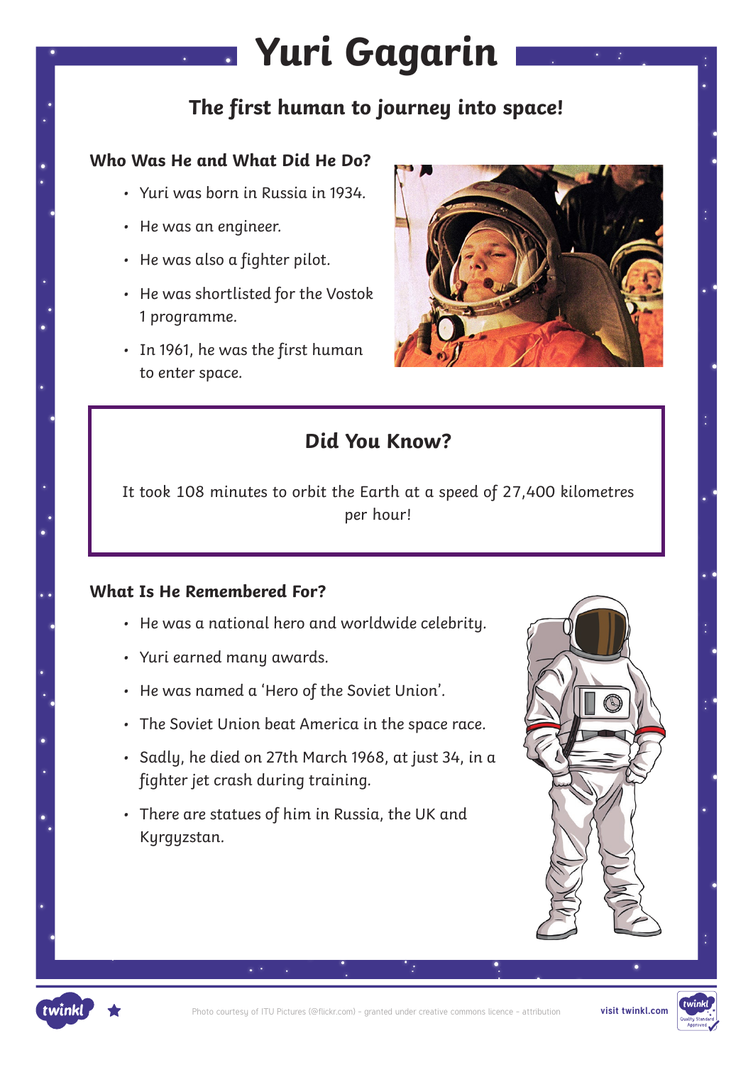# Yuri Gagarin

## The first human to journey into space!

### Who Was He and What Did He Do?

- Yuri was born in Russia in 1934.
- He was an engineer.
- He was also a fighter pilot.
- He was shortlisted for the Vostok 1 programme.
- In 1961, he was the first human to enter space.

### Did You Know?

It took 108 minutes to orbit the Earth at a speed of 27,400 kilometres per hour!

### What Is He Remembered For?

- He was a national hero and worldwide celebrity.
- Yuri earned many awards.
- He was named a 'Hero of the Soviet Union'.
- The Soviet Union beat America in the space race.
- Sadly, he died on 27th March 1968, at just 34, in a fighter jet crash during training.
- There are statues of him in Russia, the UK and Kyrgyzstan.

Photo courtesy of ITU Pictures (@flickr.com) - granted under creative commons licence – attribution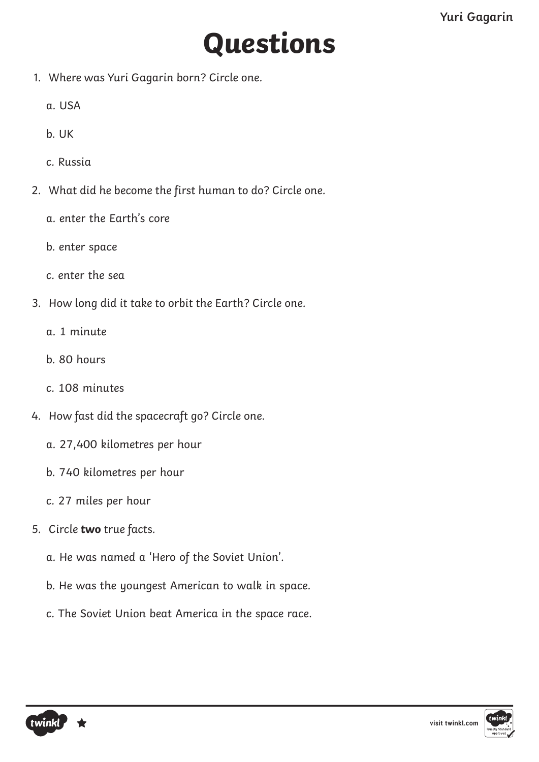# Questions

1. Where was Yuri Gagarin born? Circle one.

   a. USA

   b. UK

   c. Russia

2. What did he become the first human to do? Circle one.

   a. enter the Earth's core

   b. enter space

   c. enter the sea

3. How long did it take to orbit the Earth? Circle one.

   a. 1 minute

   b. 80 hours

   c. 108 minutes

4. How fast did the spacecraft go? Circle one.

   a. 27,400 kilometres per hour

   b. 740 kilometres per hour

   c. 27 miles per hour

5. Circle **two** true facts.

   a. He was named a 'Hero of the Soviet Union'.

   b. He was the youngest American to walk in space.

   c. The Soviet Union beat America in the space race.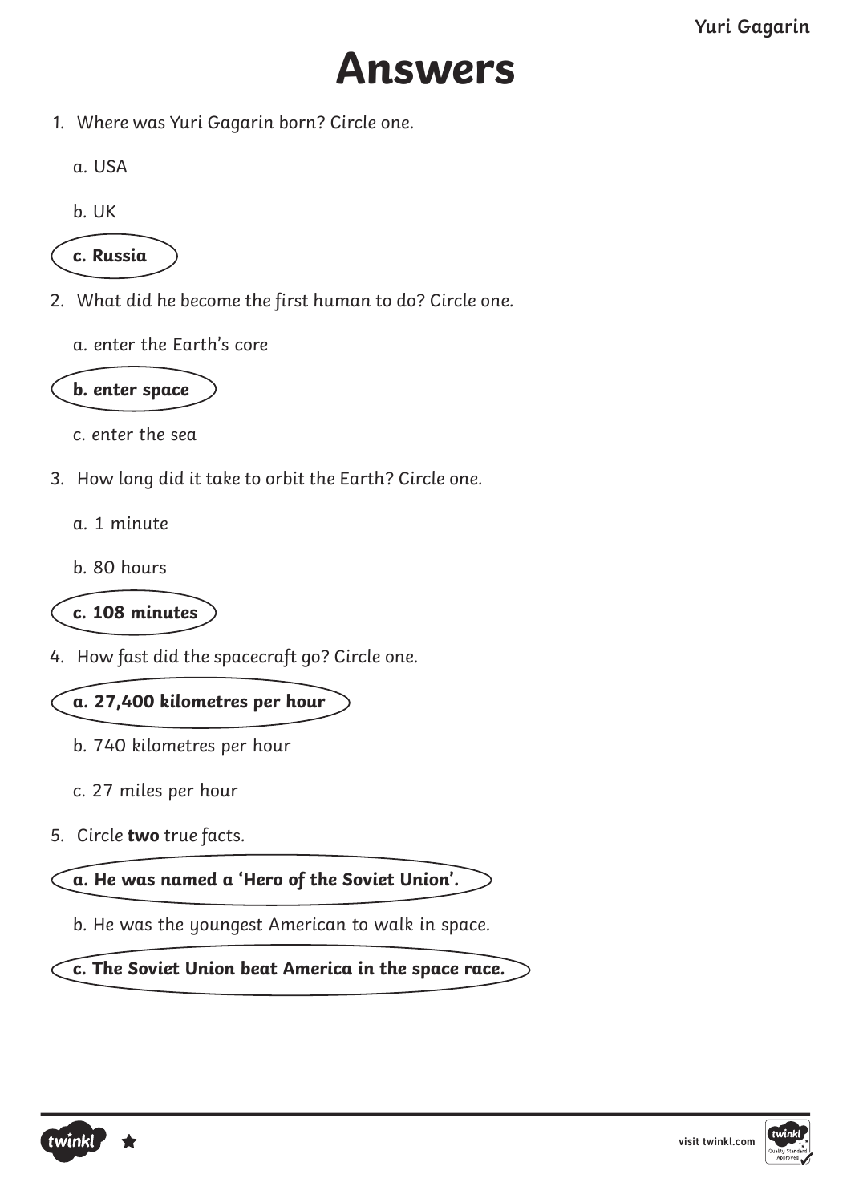# Answers

1. Where was Yuri Gagarin born? Circle one.

   a. USA

   b. UK

   **c. Russia**

2. What did he become the first human to do? Circle one.

   a. enter the Earth's core

   **b. enter space**

   c. enter the sea

3. How long did it take to orbit the Earth? Circle one.

   a. 1 minute

   b. 80 hours

   **c. 108 minutes**

4. How fast did the spacecraft go? Circle one.

   **a. 27,400 kilometres per hour**

   b. 740 kilometres per hour

   c. 27 miles per hour

5. Circle **two** true facts.

   **a. He was named a 'Hero of the Soviet Union'.**

   b. He was the youngest American to walk in space.

   **c. The Soviet Union beat America in the space race.**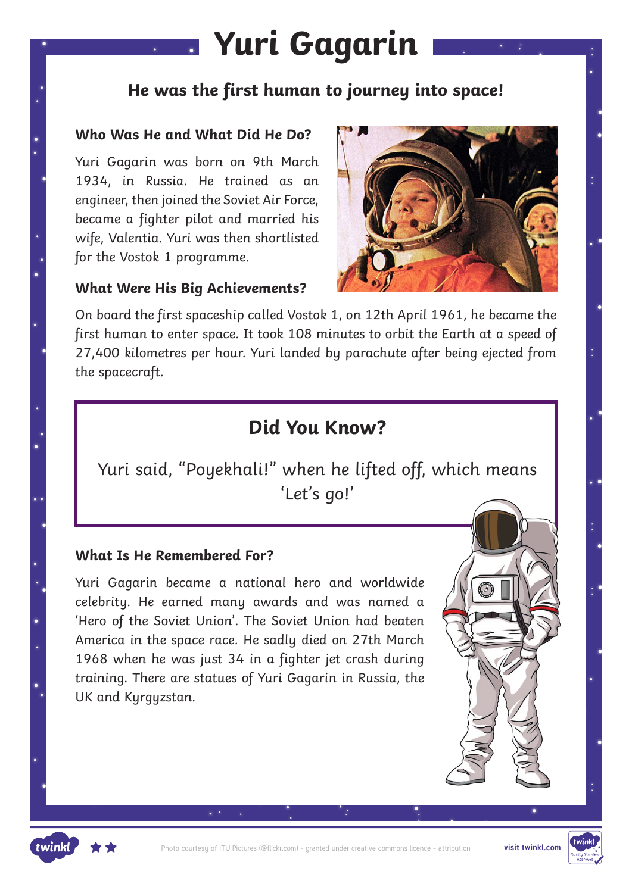# Yuri Gagarin

## He was the first human to journey into space!

### Who Was He and What Did He Do?

Yuri Gagarin was born on 9th March 1934, in Russia. He trained as an engineer, then joined the Soviet Air Force, became a fighter pilot and married his wife, Valentia. Yuri was then shortlisted for the Vostok 1 programme.

### What Were His Big Achievements?

On board the first spaceship called Vostok 1, on 12th April 1961, he became the first human to enter space. It took 108 minutes to orbit the Earth at a speed of 27,400 kilometres per hour. Yuri landed by parachute after being ejected from the spacecraft.

### Did You Know?

Yuri said, "Poyekhali!" when he lifted off, which means 'Let's go!'

### What Is He Remembered For?

Yuri Gagarin became a national hero and worldwide celebrity. He earned many awards and was named a 'Hero of the Soviet Union'. The Soviet Union had beaten America in the space race. He sadly died on 27th March 1968 when he was just 34 in a fighter jet crash during training. There are statues of Yuri Gagarin in Russia, the UK and Kyrgyzstan.

Photo courtesy of ITU Pictures (@flickr.com) - granted under creative commons licence – attribution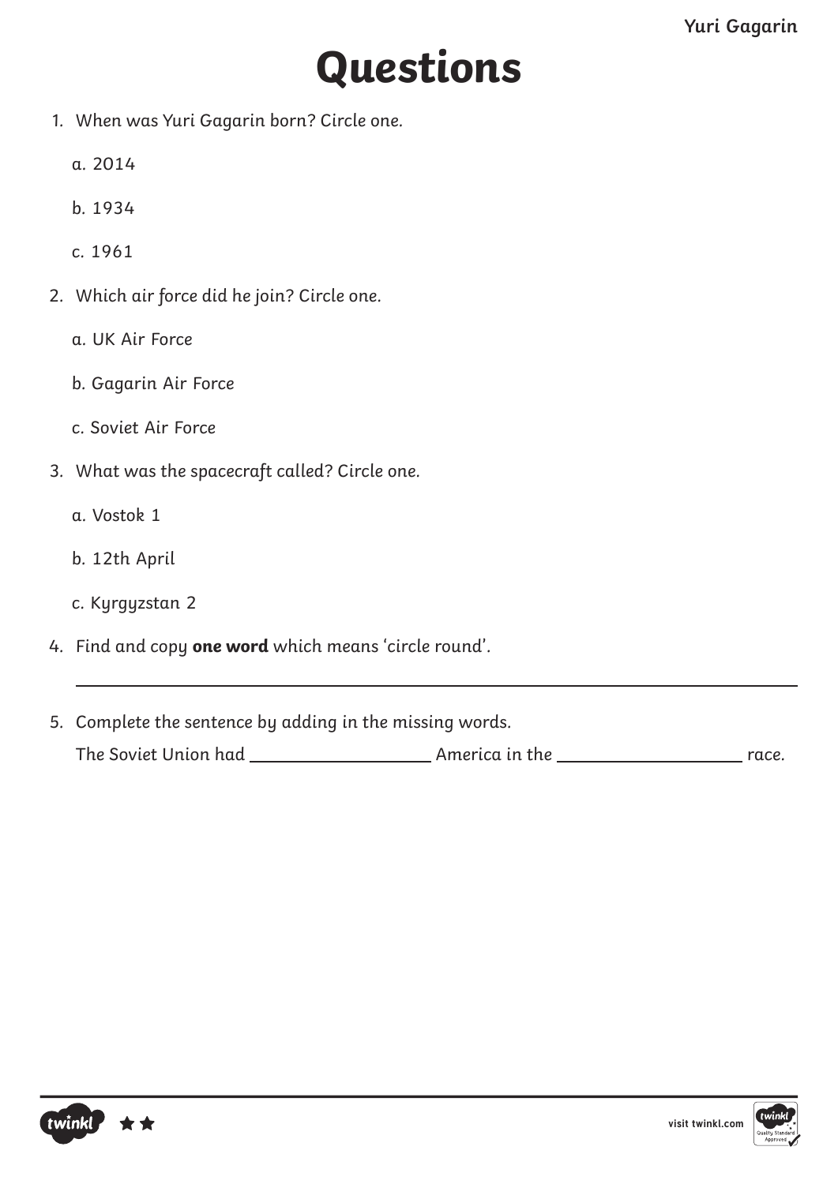# Questions

1. When was Yuri Gagarin born? Circle one.

   a. 2014

   b. 1934

   c. 1961

2. Which air force did he join? Circle one.

   a. UK Air Force

   b. Gagarin Air Force

   c. Soviet Air Force

3. What was the spacecraft called? Circle one.

   a. Vostok 1

   b. 12th April

   c. Kyrgyzstan 2

4. Find and copy **one word** which means 'circle round'.

   ______________________________________________

5. Complete the sentence by adding in the missing words.

   The Soviet Union had ________________ America in the ________________ race.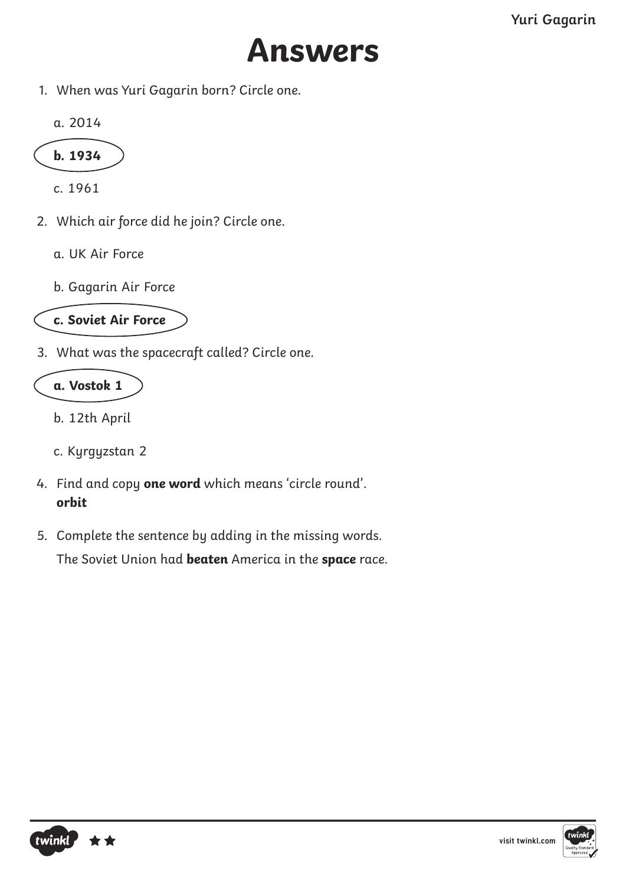# Answers

1. When was Yuri Gagarin born? Circle one.

   a. 2014

   **b. 1934**

   c. 1961

2. Which air force did he join? Circle one.

   a. UK Air Force

   b. Gagarin Air Force

   **c. Soviet Air Force**

3. What was the spacecraft called? Circle one.

   **a. Vostok 1**

   b. 12th April

   c. Kyrgyzstan 2

4. Find and copy **one word** which means 'circle round'.
   **orbit**

5. Complete the sentence by adding in the missing words.
   The Soviet Union had **beaten** America in the **space** race.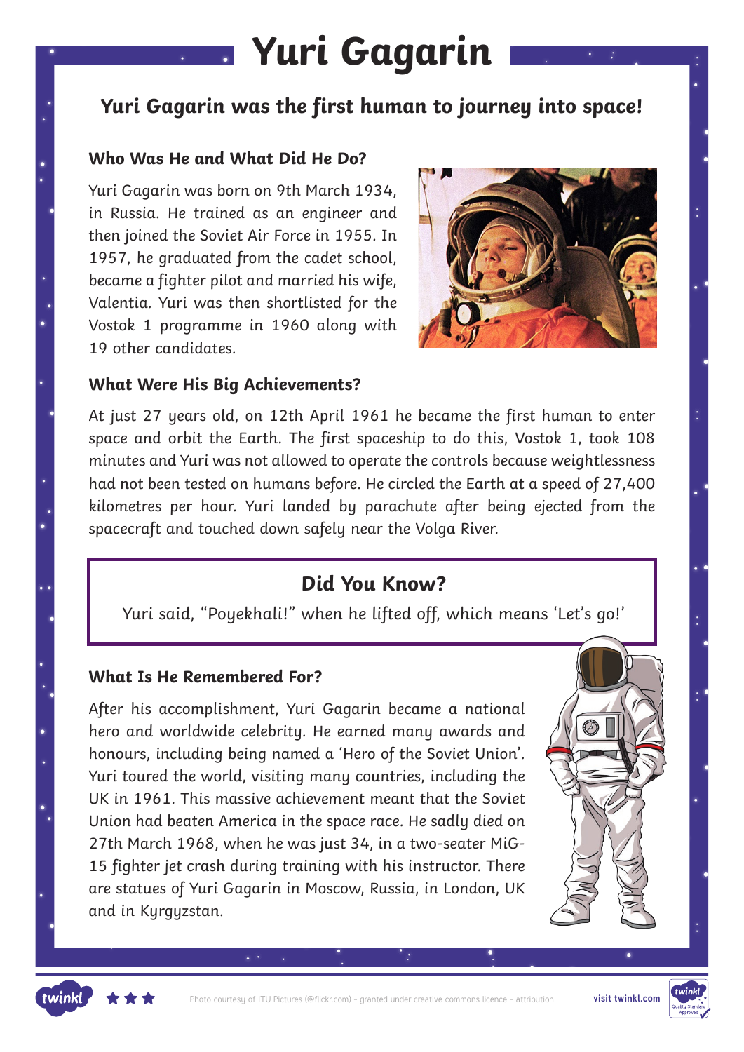# Yuri Gagarin

## Yuri Gagarin was the first human to journey into space!

### Who Was He and What Did He Do?

Yuri Gagarin was born on 9th March 1934, in Russia. He trained as an engineer and then joined the Soviet Air Force in 1955. In 1957, he graduated from the cadet school, became a fighter pilot and married his wife, Valentia. Yuri was then shortlisted for the Vostok 1 programme in 1960 along with 19 other candidates.

### What Were His Big Achievements?

At just 27 years old, on 12th April 1961 he became the first human to enter space and orbit the Earth. The first spaceship to do this, Vostok 1, took 108 minutes and Yuri was not allowed to operate the controls because weightlessness had not been tested on humans before. He circled the Earth at a speed of 27,400 kilometres per hour. Yuri landed by parachute after being ejected from the spacecraft and touched down safely near the Volga River.

### Did You Know?

Yuri said, "Poyekhali!" when he lifted off, which means 'Let's go!'

### What Is He Remembered For?

After his accomplishment, Yuri Gagarin became a national hero and worldwide celebrity. He earned many awards and honours, including being named a 'Hero of the Soviet Union'. Yuri toured the world, visiting many countries, including the UK in 1961. This massive achievement meant that the Soviet Union had beaten America in the space race. He sadly died on 27th March 1968, when he was just 34, in a two-seater MiG-15 fighter jet crash during training with his instructor. There are statues of Yuri Gagarin in Moscow, Russia, in London, UK and in Kyrgyzstan.

Photo courtesy of ITU Pictures (@flickr.com) - granted under creative commons licence – attribution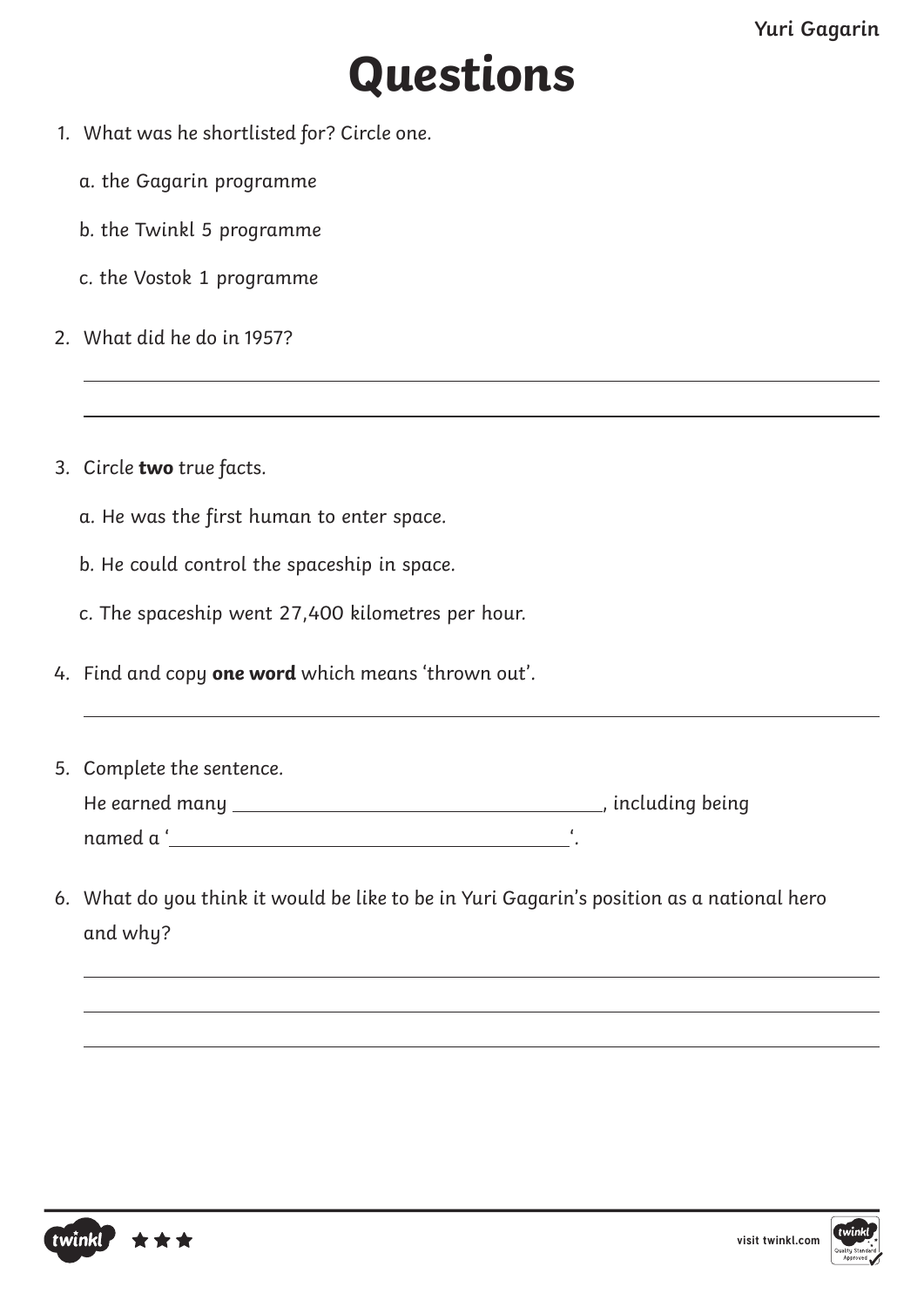# Questions

1. What was he shortlisted for? Circle one.

   a. the Gagarin programme

   b. the Twinkl 5 programme

   c. the Vostok 1 programme

2. What did he do in 1957?

   ______________________________________________

   ______________________________________________

3. Circle **two** true facts.

   a. He was the first human to enter space.

   b. He could control the spaceship in space.

   c. The spaceship went 27,400 kilometres per hour.

4. Find and copy **one word** which means 'thrown out'.

   ______________________________________________

5. Complete the sentence.

   He earned many ____________________, including being named a '____________________'.

6. What do you think it would be like to be in Yuri Gagarin's position as a national hero and why?

   ______________________________________________

   ______________________________________________

   ______________________________________________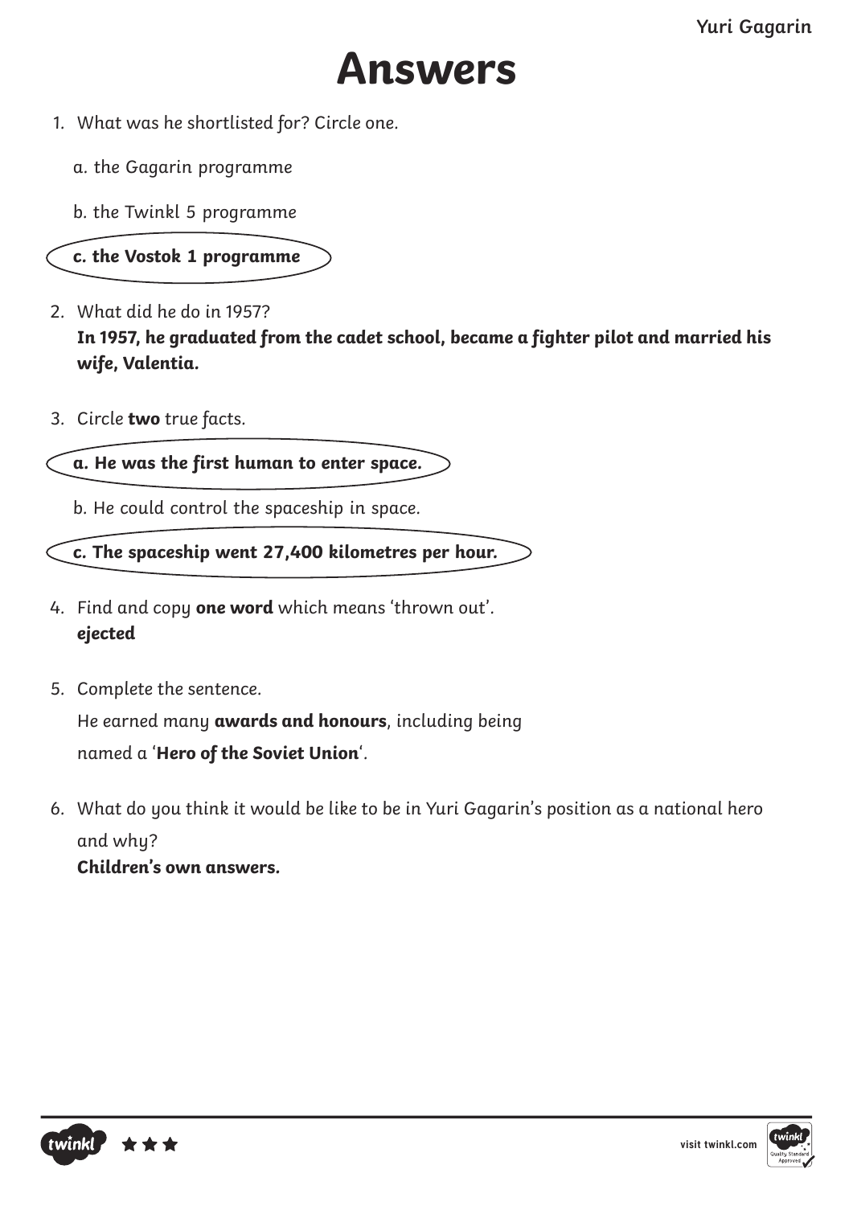# Answers

1. What was he shortlisted for? Circle one.

   a. the Gagarin programme

   b. the Twinkl 5 programme

   **c. the Vostok 1 programme**

2. What did he do in 1957?
   **In 1957, he graduated from the cadet school, became a fighter pilot and married his wife, Valentia.**

3. Circle **two** true facts.

   **a. He was the first human to enter space.**

   b. He could control the spaceship in space.

   **c. The spaceship went 27,400 kilometres per hour.**

4. Find and copy **one word** which means 'thrown out'.
   **ejected**

5. Complete the sentence.
   He earned many **awards and honours**, including being named a '**Hero of the Soviet Union**'.

6. What do you think it would be like to be in Yuri Gagarin's position as a national hero and why?
   **Children's own answers.**